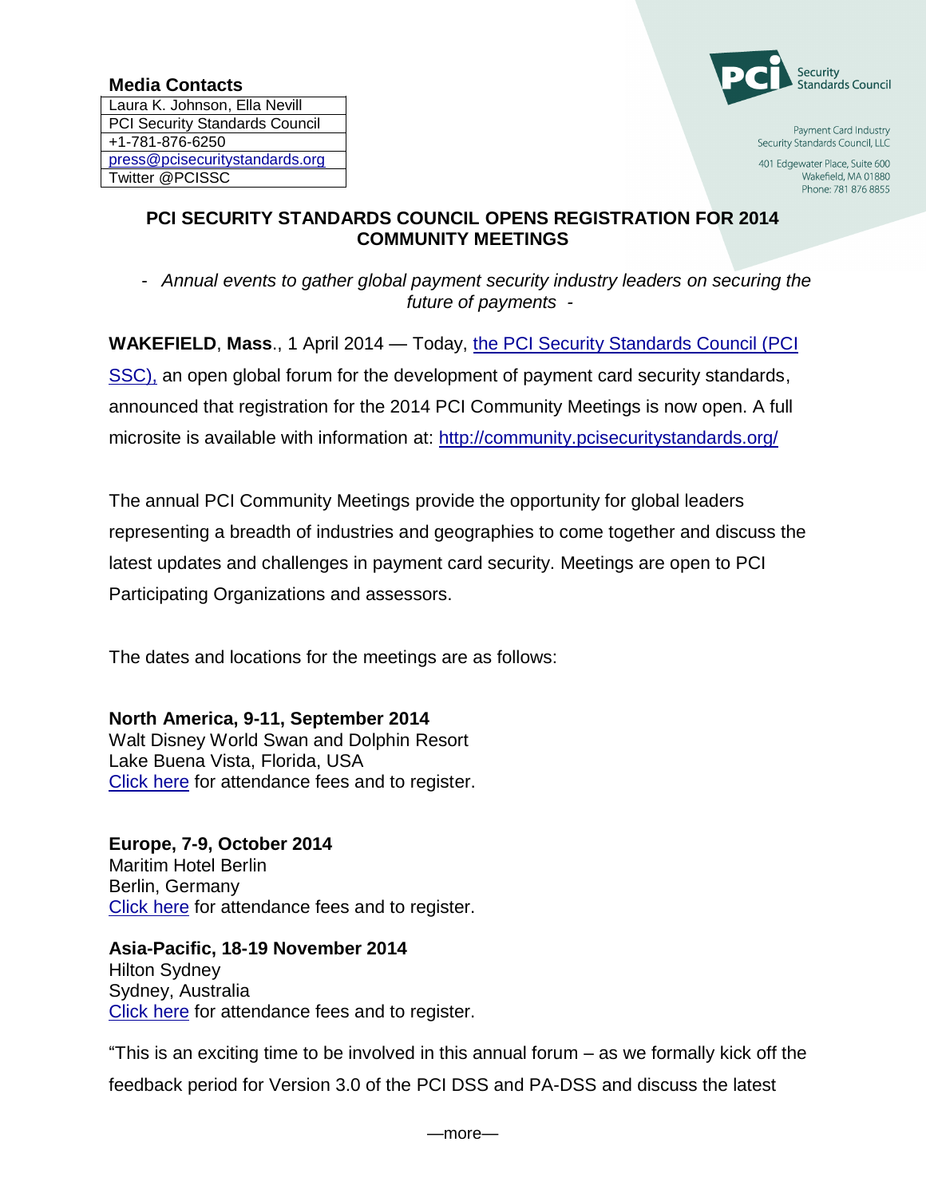**Media Contacts**

| Laura K. Johnson, Ella Nevill |
|---|
| PCI Security Standards Council |
| +1-781-876-6250 |
| press@pcisecuritystandards.org |
| Twitter @PCISSC |

Payment Card Industry Security Standards Council, LLC

401 Edgewater Place, Suite 600
Wakefield, MA 01880
Phone: 781 876 8855

## PCI SECURITY STANDARDS COUNCIL OPENS REGISTRATION FOR 2014 COMMUNITY MEETINGS

*- Annual events to gather global payment security industry leaders on securing the future of payments -*

**WAKEFIELD**, **Mass**., 1 April 2014 — Today, the PCI Security Standards Council (PCI SSC), an open global forum for the development of payment card security standards, announced that registration for the 2014 PCI Community Meetings is now open. A full microsite is available with information at: http://community.pcisecuritystandards.org/

The annual PCI Community Meetings provide the opportunity for global leaders representing a breadth of industries and geographies to come together and discuss the latest updates and challenges in payment card security. Meetings are open to PCI Participating Organizations and assessors.

The dates and locations for the meetings are as follows:

**North America, 9-11, September 2014**
Walt Disney World Swan and Dolphin Resort
Lake Buena Vista, Florida, USA
Click here for attendance fees and to register.

**Europe, 7-9, October 2014**
Maritim Hotel Berlin
Berlin, Germany
Click here for attendance fees and to register.

**Asia-Pacific, 18-19 November 2014**
Hilton Sydney
Sydney, Australia
Click here for attendance fees and to register.

"This is an exciting time to be involved in this annual forum – as we formally kick off the feedback period for Version 3.0 of the PCI DSS and PA-DSS and discuss the latest

—more—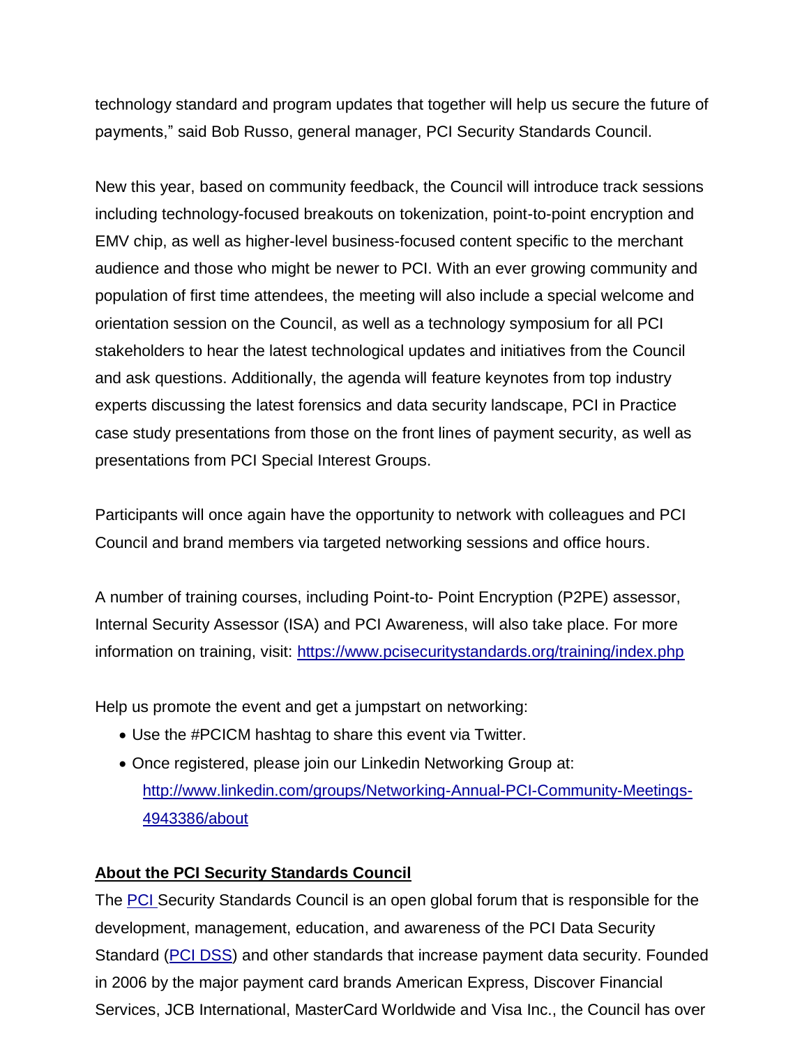technology standard and program updates that together will help us secure the future of payments," said Bob Russo, general manager, PCI Security Standards Council.

New this year, based on community feedback, the Council will introduce track sessions including technology-focused breakouts on tokenization, point-to-point encryption and EMV chip, as well as higher-level business-focused content specific to the merchant audience and those who might be newer to PCI. With an ever growing community and population of first time attendees, the meeting will also include a special welcome and orientation session on the Council, as well as a technology symposium for all PCI stakeholders to hear the latest technological updates and initiatives from the Council and ask questions. Additionally, the agenda will feature keynotes from top industry experts discussing the latest forensics and data security landscape, PCI in Practice case study presentations from those on the front lines of payment security, as well as presentations from PCI Special Interest Groups.

Participants will once again have the opportunity to network with colleagues and PCI Council and brand members via targeted networking sessions and office hours.

A number of training courses, including Point-to- Point Encryption (P2PE) assessor, Internal Security Assessor (ISA) and PCI Awareness, will also take place. For more information on training, visit: [https://www.pcisecuritystandards.org/training/index.php](https://www.pcisecuritystandards.org/training/index.php)

Help us promote the event and get a jumpstart on networking:

- Use the #PCICM hashtag to share this event via Twitter.
- Once registered, please join our Linkedin Networking Group at: [http://www.linkedin.com/groups/Networking-Annual-PCI-Community-Meetings-4943386/about](http://www.linkedin.com/groups/Networking-Annual-PCI-Community-Meetings-4943386/about)

**About the PCI Security Standards Council**

The PCI Security Standards Council is an open global forum that is responsible for the development, management, education, and awareness of the PCI Data Security Standard (PCI DSS) and other standards that increase payment data security. Founded in 2006 by the major payment card brands American Express, Discover Financial Services, JCB International, MasterCard Worldwide and Visa Inc., the Council has over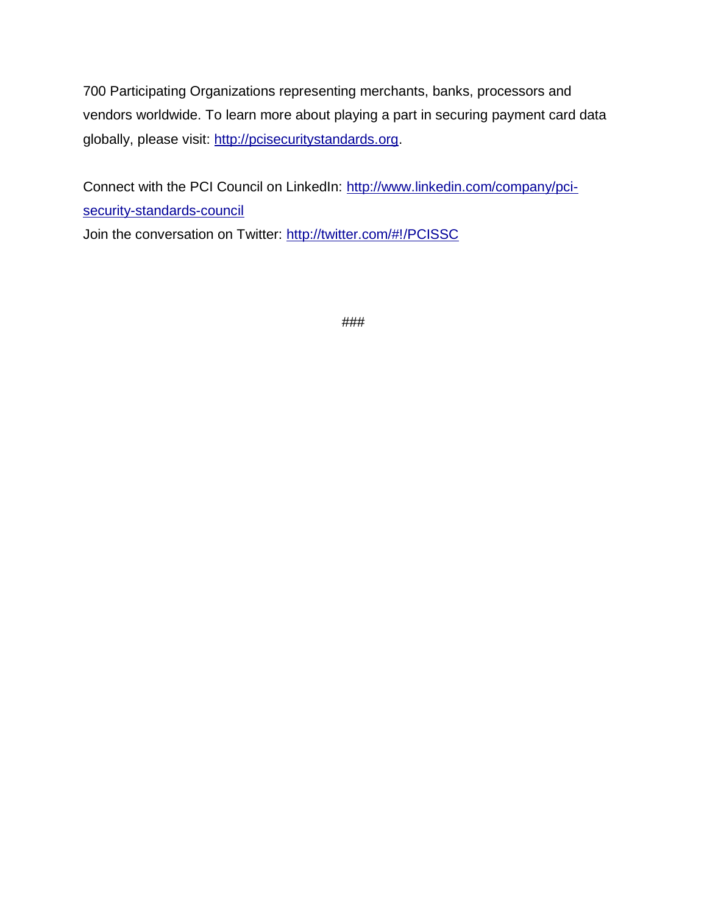700 Participating Organizations representing merchants, banks, processors and vendors worldwide. To learn more about playing a part in securing payment card data globally, please visit: [http://pcisecuritystandards.org](http://pcisecuritystandards.org).

Connect with the PCI Council on LinkedIn: [http://www.linkedin.com/company/pci-security-standards-council](http://www.linkedin.com/company/pci-security-standards-council)

Join the conversation on Twitter: [http://twitter.com/#!/PCISSC](http://twitter.com/#!/PCISSC)

###